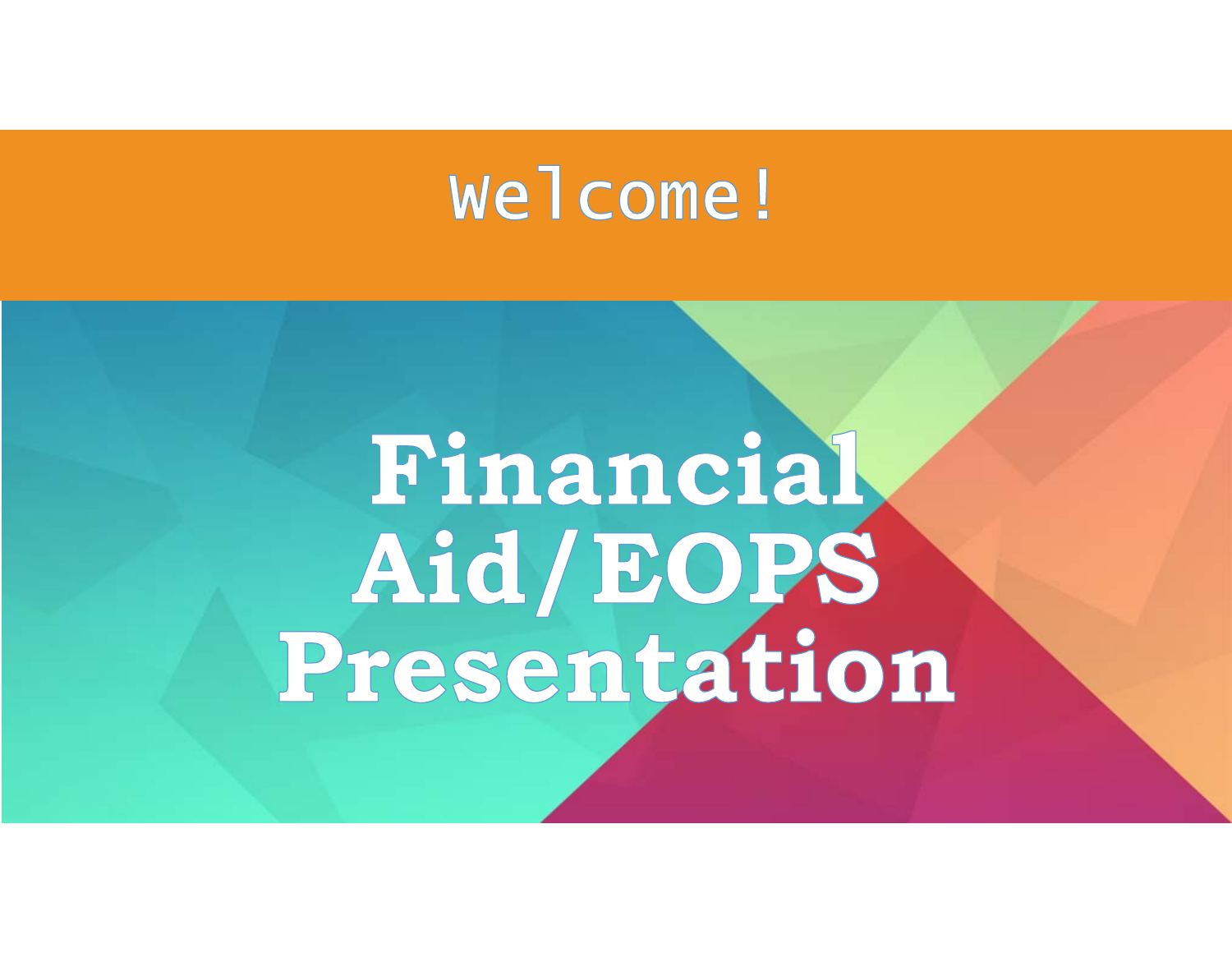Welcome!

# Financial Aid/EOPS Presentation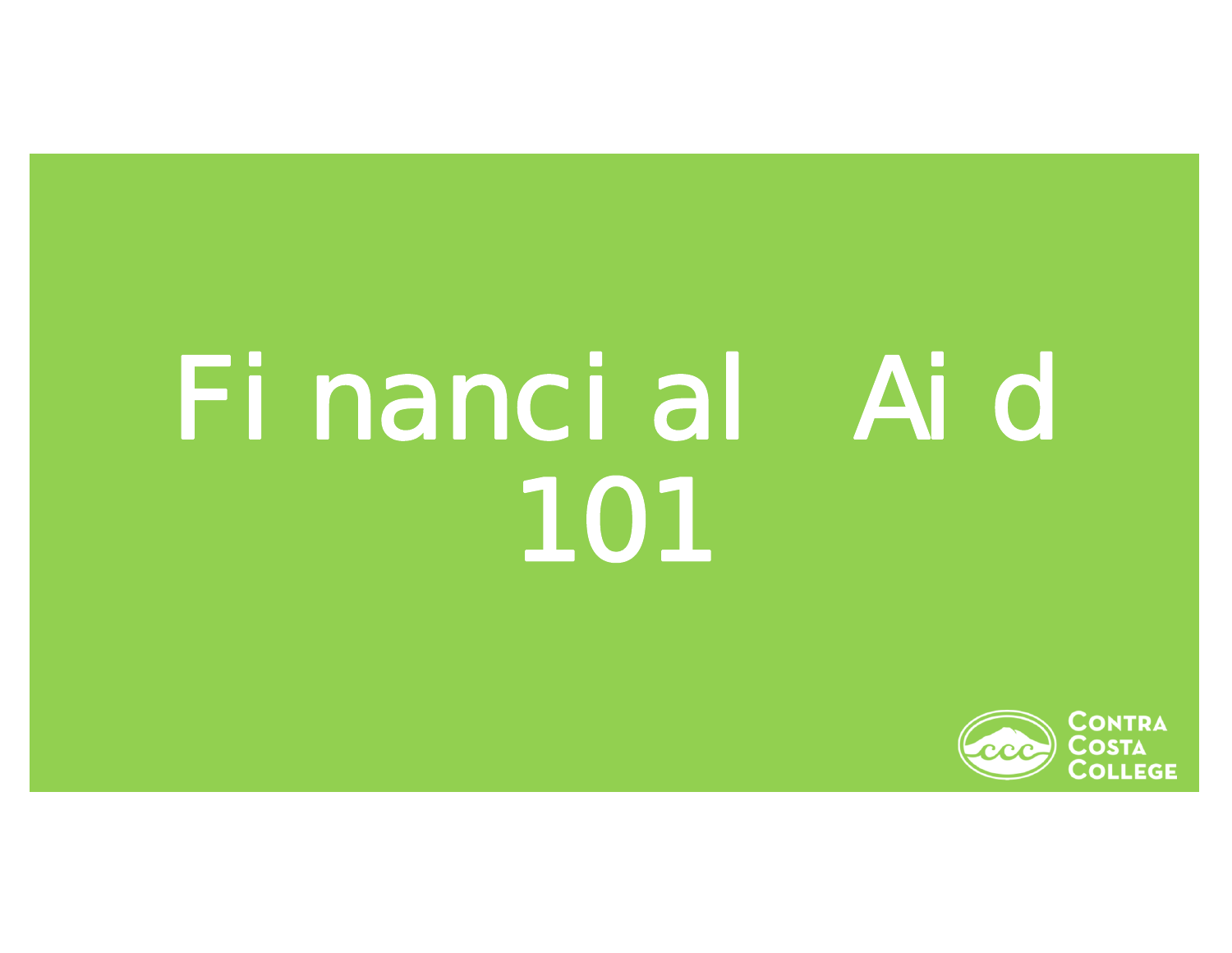# Financial Aid 101

Contra Costa College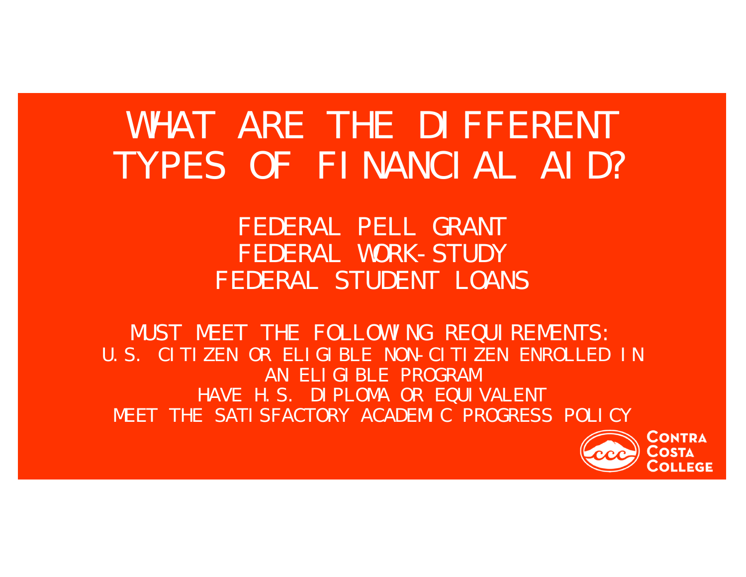# WHAT ARE THE DIFFERENT TYPES OF FINANCIAL AID?

FEDERAL PELL GRANT
FEDERAL WORK-STUDY
FEDERAL STUDENT LOANS

MUST MEET THE FOLLOWING REQUIREMENTS:
U.S. CITIZEN OR ELIGIBLE NON-CITIZEN ENROLLED IN AN ELIGIBLE PROGRAM
HAVE H.S. DIPLOMA OR EQUIVALENT
MEET THE SATISFACTORY ACADEMIC PROGRESS POLICY

CONTRA COSTA COLLEGE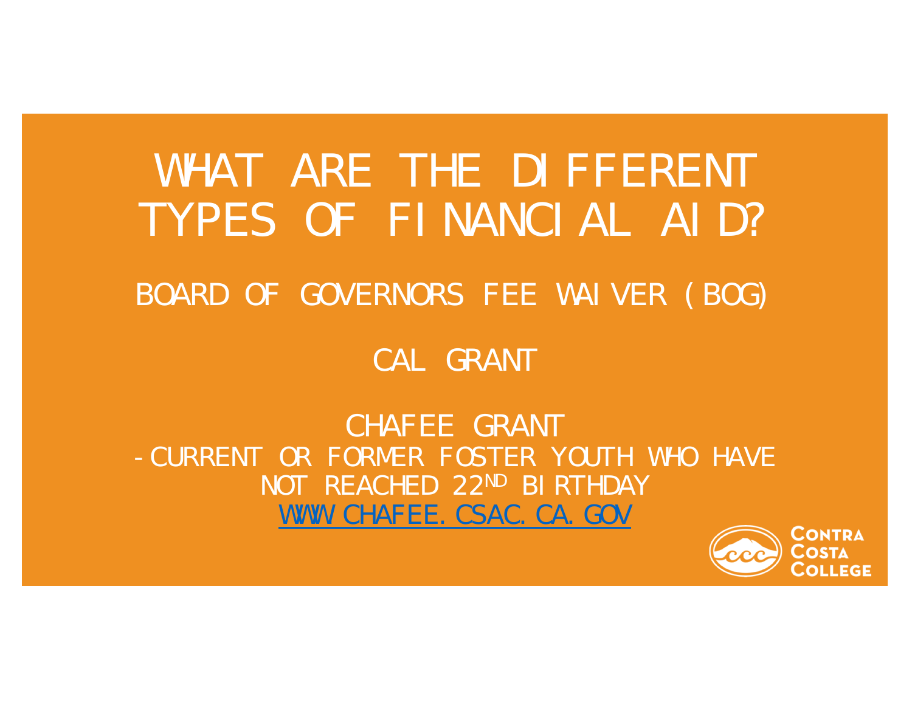# WHAT ARE THE DIFFERENT TYPES OF FINANCIAL AID?

BOARD OF GOVERNORS FEE WAIVER (BOG)

CAL GRANT

CHAFEE GRANT
- CURRENT OR FORMER FOSTER YOUTH WHO HAVE NOT REACHED 22ND BIRTHDAY

WWW.CHAFEE.CSAC.CA.GOV

CONTRA COSTA COLLEGE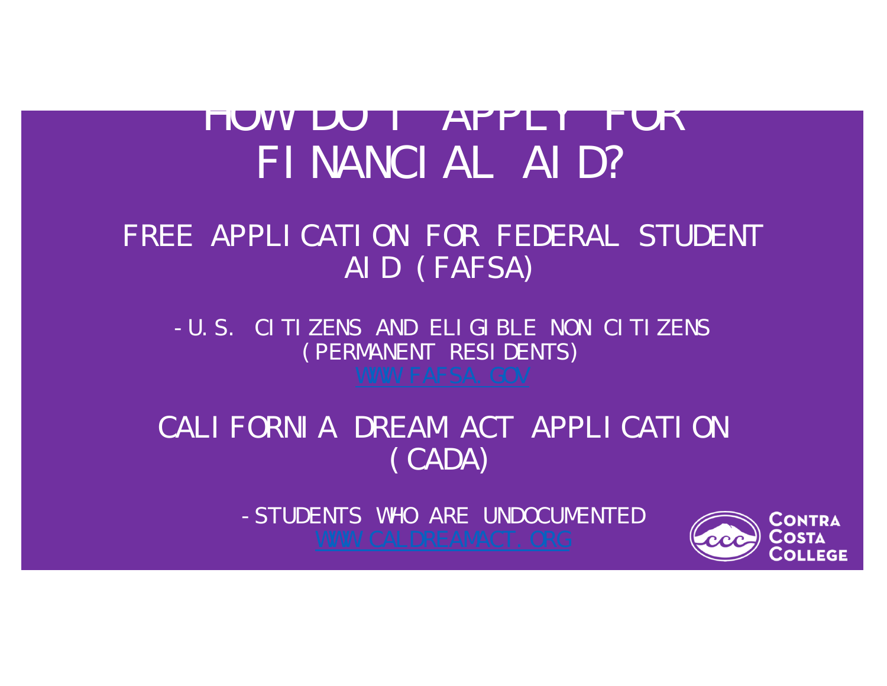# HOW DO I APPLY FOR FINANCIAL AID?

## FREE APPLICATION FOR FEDERAL STUDENT AID (FAFSA)

- U.S. CITIZENS AND ELIGIBLE NON CITIZENS (PERMANENT RESIDENTS)

WWW.FAFSA.GOV

## CALIFORNIA DREAM ACT APPLICATION (CADA)

- STUDENTS WHO ARE UNDOCUMENTED

WWW.CALDREAMACT.ORG

CONTRA COSTA COLLEGE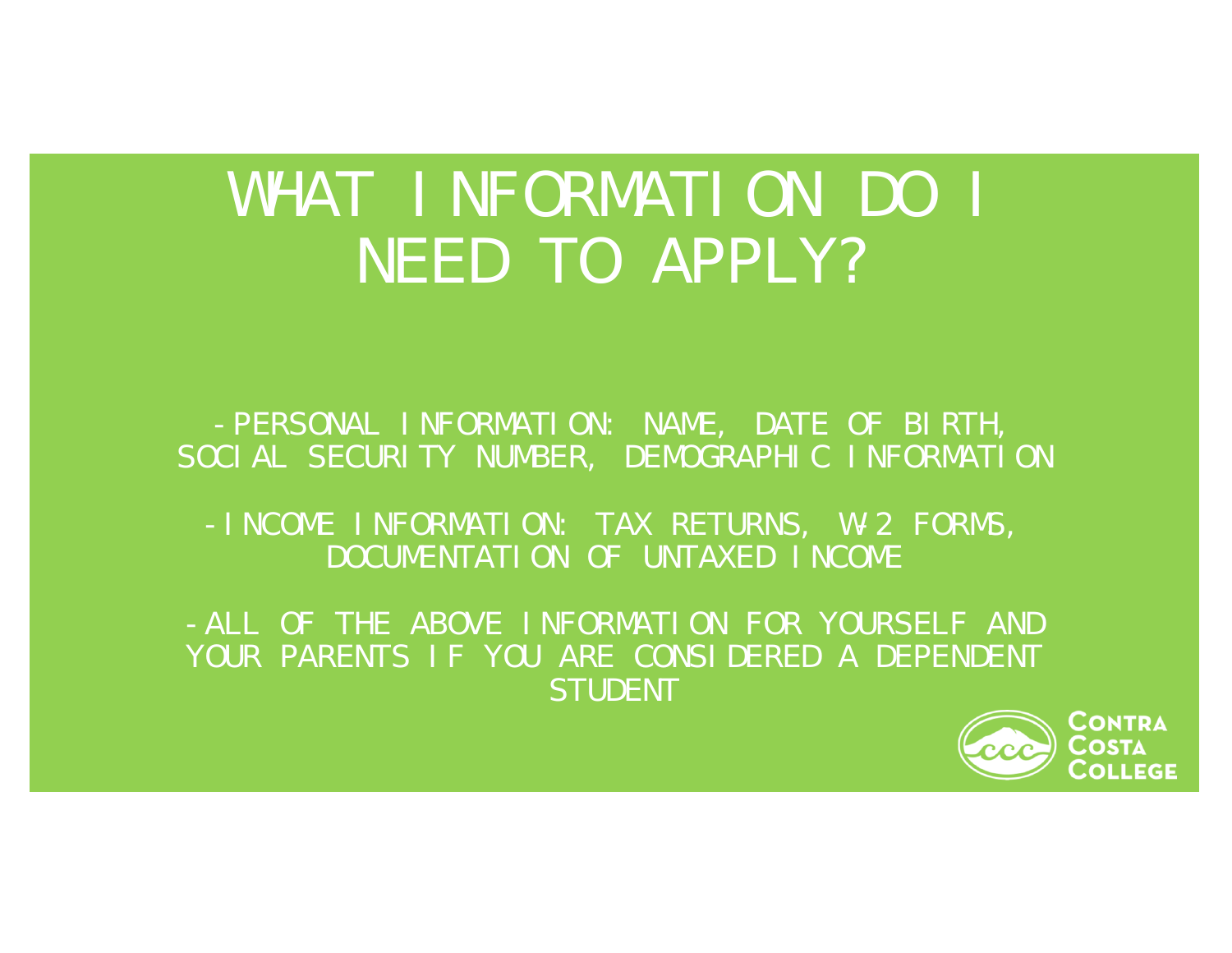# WHAT INFORMATION DO I NEED TO APPLY?

- PERSONAL INFORMATION: NAME, DATE OF BIRTH, SOCIAL SECURITY NUMBER, DEMOGRAPHIC INFORMATION

- INCOME INFORMATION: TAX RETURNS, W-2 FORMS, DOCUMENTATION OF UNTAXED INCOME

- ALL OF THE ABOVE INFORMATION FOR YOURSELF AND YOUR PARENTS IF YOU ARE CONSIDERED A DEPENDENT STUDENT

CONTRA COSTA COLLEGE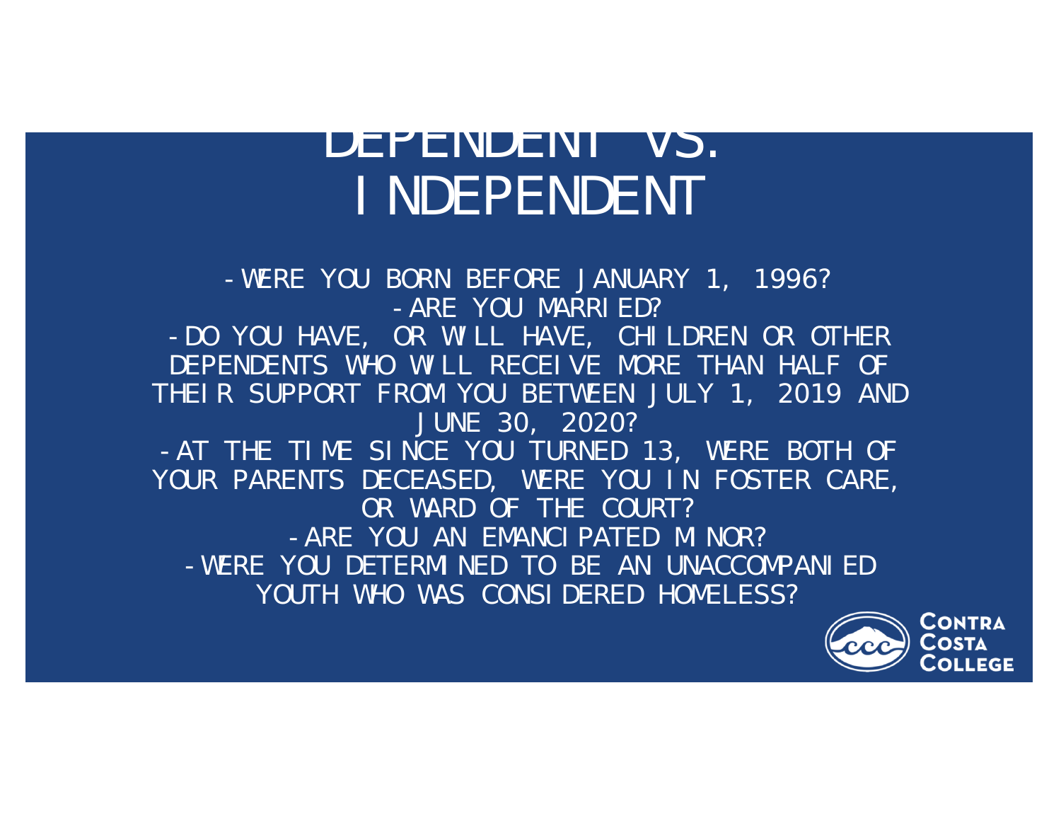# DEPENDENT VS. INDEPENDENT

- WERE YOU BORN BEFORE JANUARY 1, 1996?
- ARE YOU MARRIED?
- DO YOU HAVE, OR WILL HAVE, CHILDREN OR OTHER DEPENDENTS WHO WILL RECEIVE MORE THAN HALF OF THEIR SUPPORT FROM YOU BETWEEN JULY 1, 2019 AND JUNE 30, 2020?
- AT THE TIME SINCE YOU TURNED 13, WERE BOTH OF YOUR PARENTS DECEASED, WERE YOU IN FOSTER CARE, OR WARD OF THE COURT?
- ARE YOU AN EMANCIPATED MINOR?
- WERE YOU DETERMINED TO BE AN UNACCOMPANIED YOUTH WHO WAS CONSIDERED HOMELESS?

CONTRA COSTA COLLEGE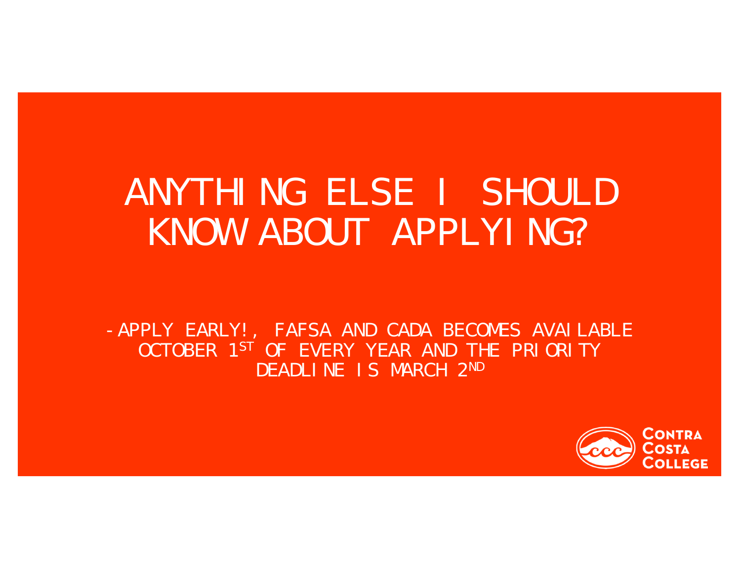# ANYTHING ELSE I SHOULD KNOW ABOUT APPLYING?

- APPLY EARLY!, FAFSA AND CADA BECOMES AVAILABLE OCTOBER 1ST OF EVERY YEAR AND THE PRIORITY DEADLINE IS MARCH 2ND

CONTRA COSTA COLLEGE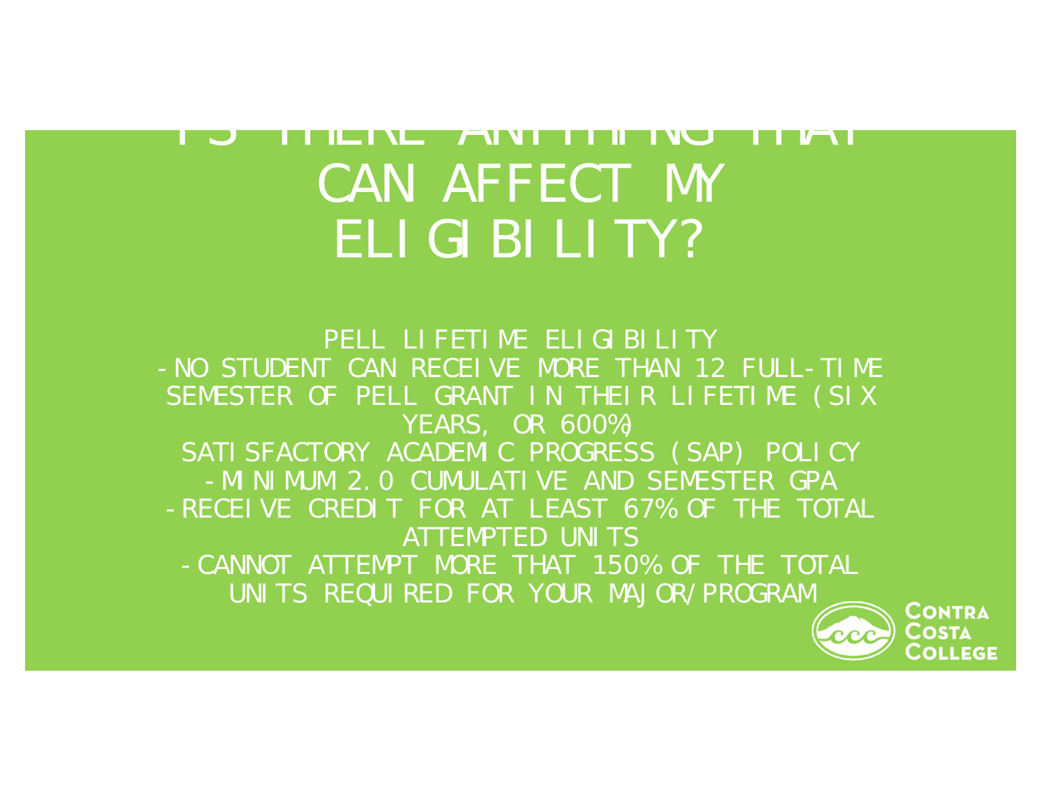# IS THERE ANYTHING THAT CAN AFFECT MY ELIGIBILITY?

PELL LIFETIME ELIGIBILITY

- NO STUDENT CAN RECEIVE MORE THAN 12 FULL-TIME SEMESTER OF PELL GRANT IN THEIR LIFETIME (SIX YEARS, OR 600%)

SATISFACTORY ACADEMIC PROGRESS (SAP) POLICY

- MINIMUM 2.0 CUMULATIVE AND SEMESTER GPA
- RECEIVE CREDIT FOR AT LEAST 67% OF THE TOTAL ATTEMPTED UNITS
- CANNOT ATTEMPT MORE THAT 150% OF THE TOTAL UNITS REQUIRED FOR YOUR MAJOR/PROGRAM

CONTRA COSTA COLLEGE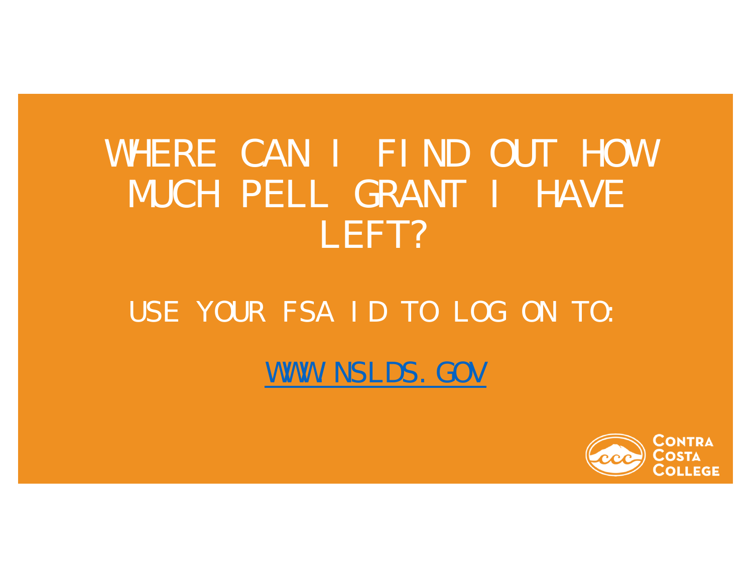# WHERE CAN I FIND OUT HOW MUCH PELL GRANT I HAVE LEFT?

USE YOUR FSA ID TO LOG ON TO:

[WWW.NSLDS.GOV](http://www.nslds.gov)

CONTRA COSTA COLLEGE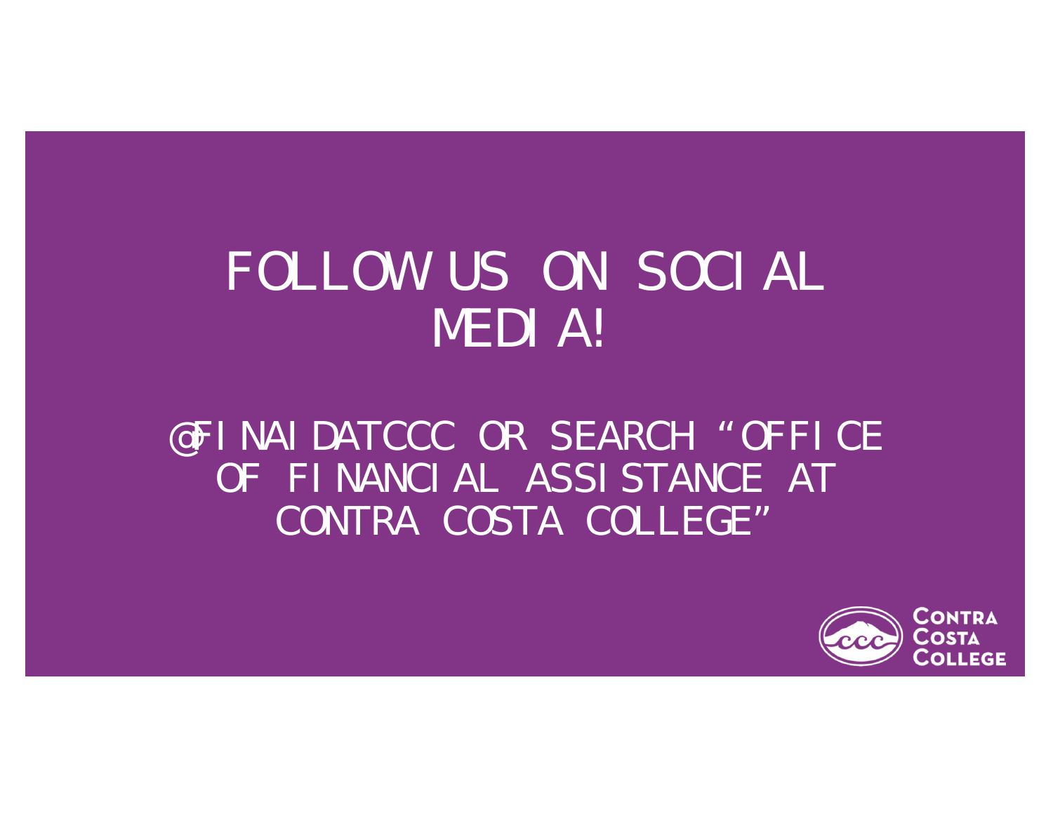# FOLLOW US ON SOCIAL MEDIA!

@FINAIDATCCC OR SEARCH "OFFICE OF FINANCIAL ASSISTANCE AT CONTRA COSTA COLLEGE"

CONTRA COSTA COLLEGE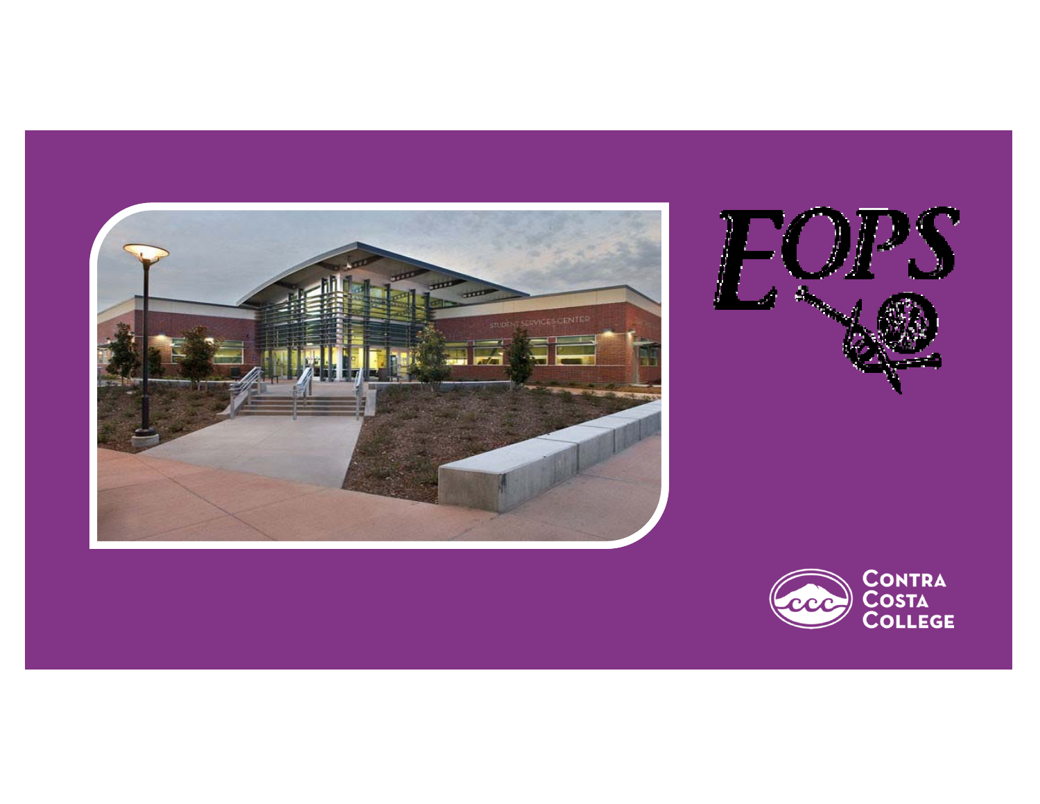# EOPS

Contra Costa College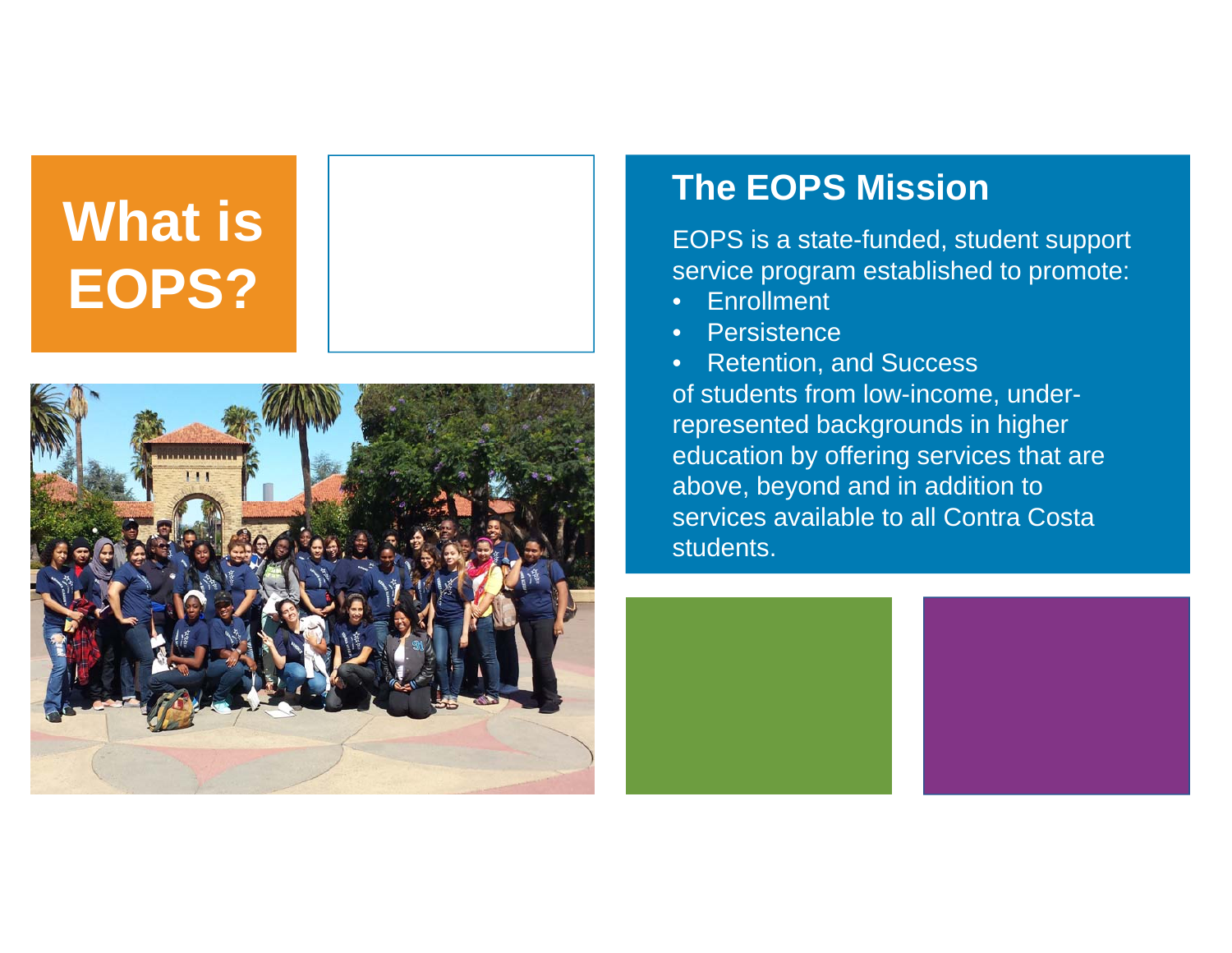# What is EOPS?

## The EOPS Mission

EOPS is a state-funded, student support service program established to promote:

- Enrollment
- Persistence
- Retention, and Success

of students from low-income, under-represented backgrounds in higher education by offering services that are above, beyond and in addition to services available to all Contra Costa students.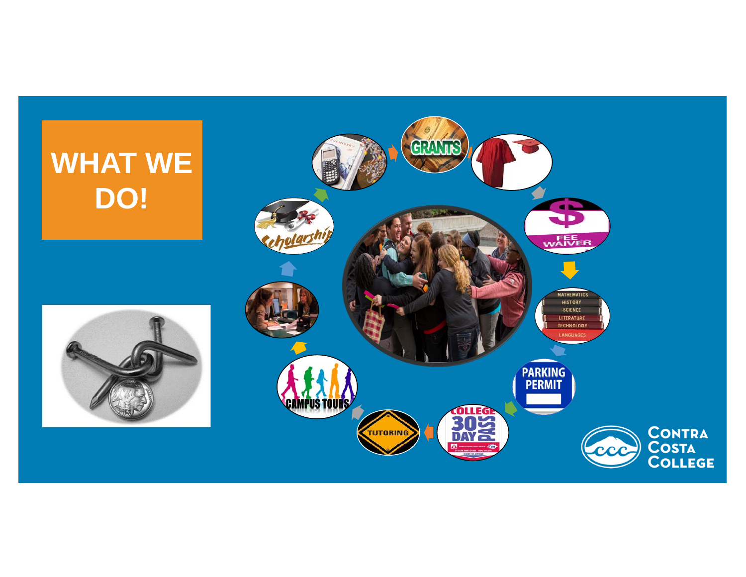# WHAT WE DO!

- GRANTS
- FEE WAIVER
- MATHEMATICS, HISTORY, SCIENCE, LITERATURE, TECHNOLOGY, LANGUAGES
- PARKING PERMIT
- COLLEGE 30 DAY PASS
- TUTORING
- CAMPUS TOURS
- Scholarship

Contra Costa College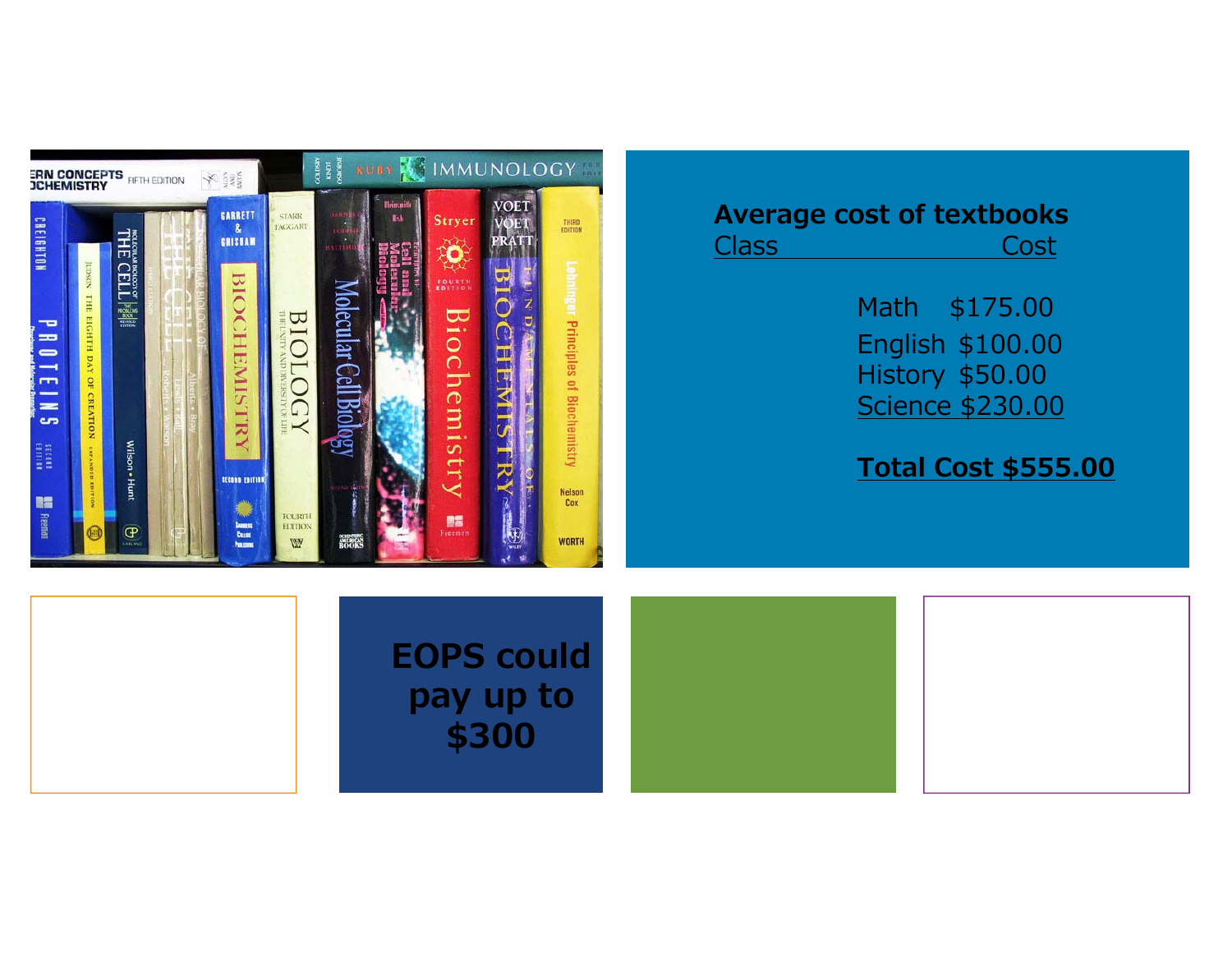**Average cost of textbooks**

| Class | Cost |
|---|---|
| Math | $175.00 |
| English | $100.00 |
| History | $50.00 |
| Science | $230.00 |
| **Total Cost** | **$555.00** |

**EOPS could pay up to $300**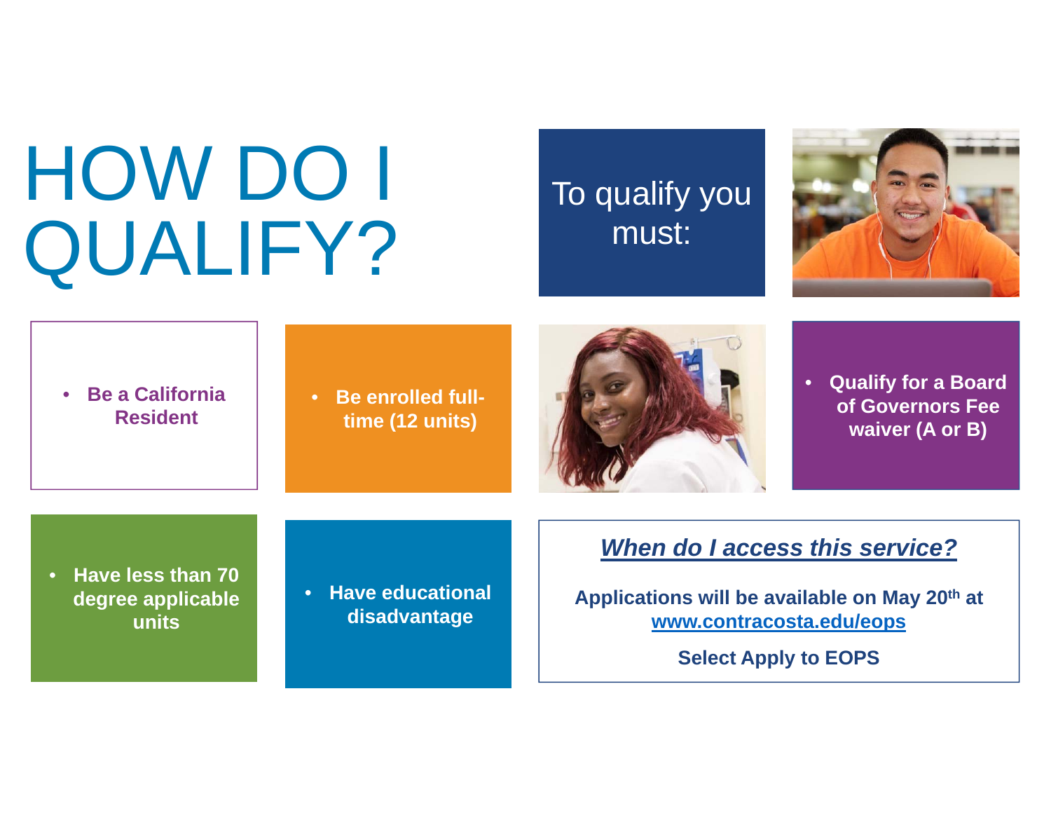# HOW DO I QUALIFY?

To qualify you must:

- Be a California Resident
- Be enrolled full-time (12 units)
- Qualify for a Board of Governors Fee waiver (A or B)
- Have less than 70 degree applicable units
- Have educational disadvantage

***When do I access this service?***

**Applications will be available on May 20th at [www.contracosta.edu/eops](http://www.contracosta.edu/eops)**

**Select Apply to EOPS**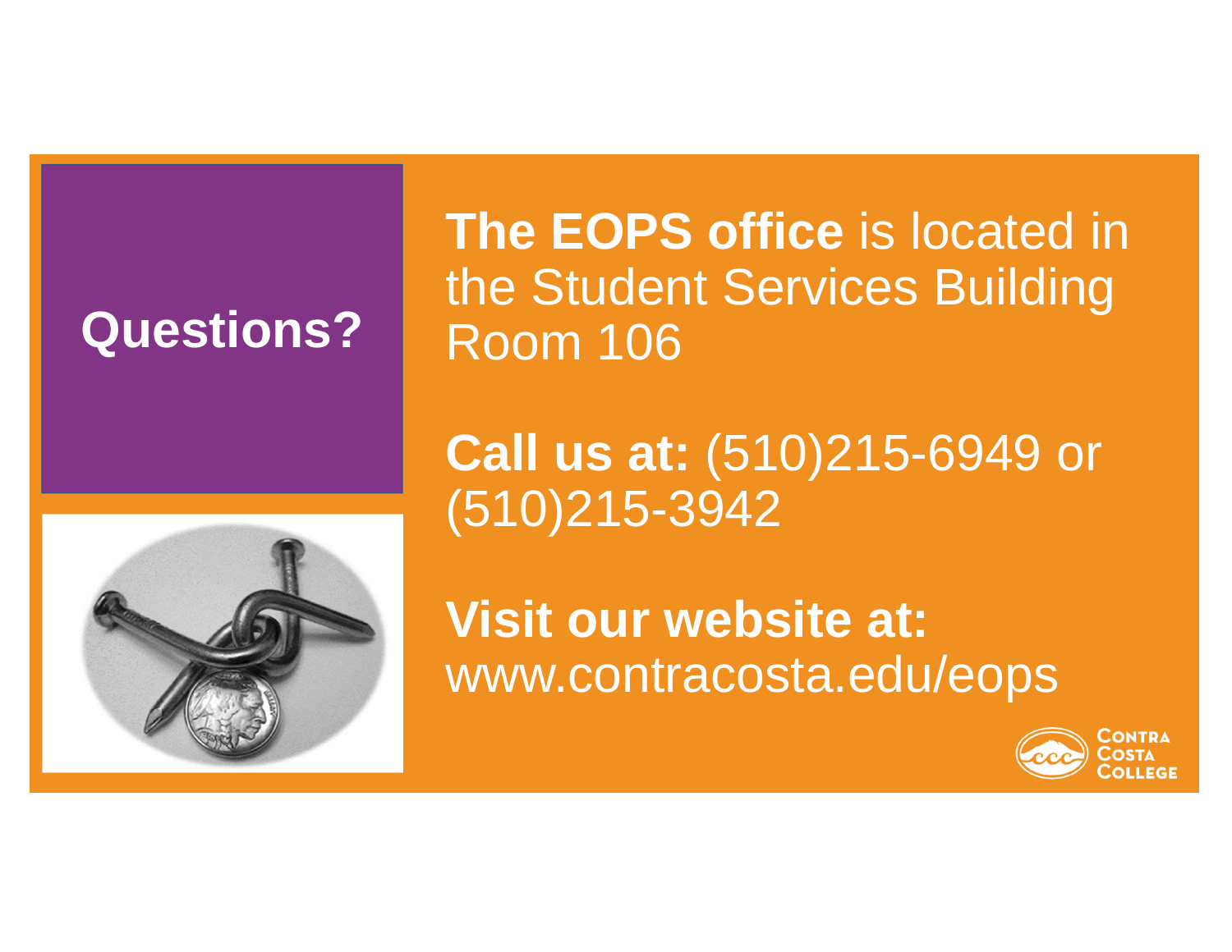# Questions?

**The EOPS office** is located in the Student Services Building Room 106

**Call us at:** (510)215-6949 or (510)215-3942

**Visit our website at:** www.contracosta.edu/eops

Contra Costa College